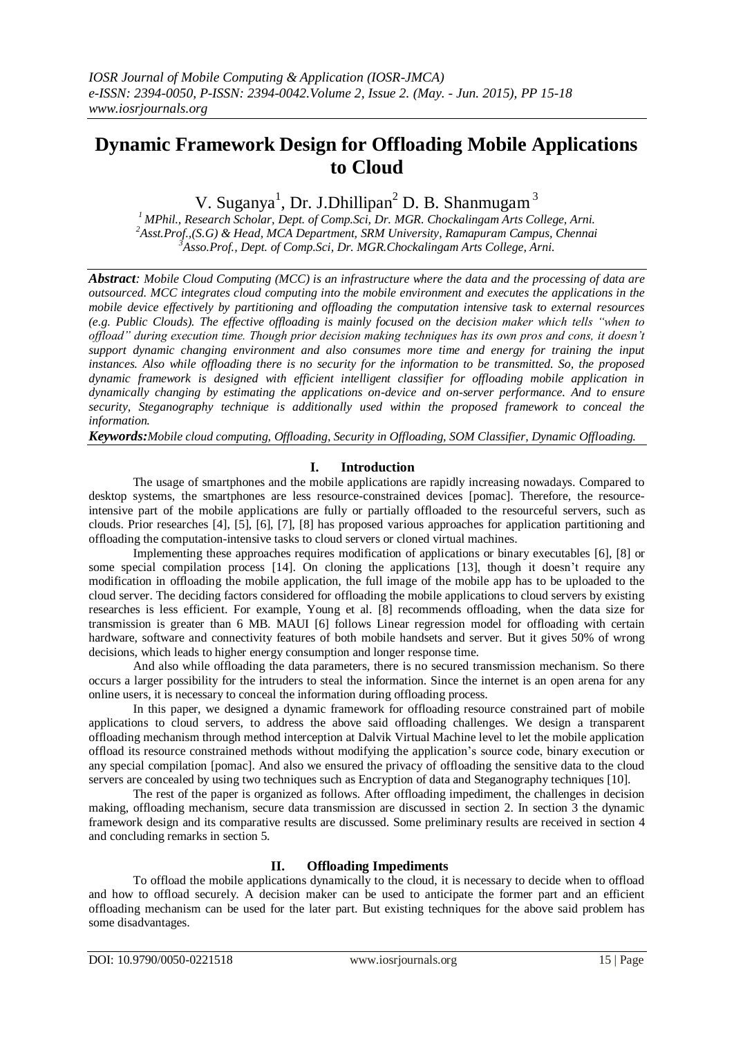# Dynamic Framework Design for Offloading Mobile Applications to Cloud

V. Suganya[1], Dr. J.Dhillipan[2] D. B. Shanmugam[3]

[1] MPhil., Research Scholar, Dept. of Comp.Sci, Dr. MGR. Chockalingam Arts College, Arni.
[2] Asst.Prof.,(S.G) & Head, MCA Department, SRM University, Ramapuram Campus, Chennai
[3] Asso.Prof., Dept. of Comp.Sci, Dr. MGR.Chockalingam Arts College, Arni.

***Abstract**: Mobile Cloud Computing (MCC) is an infrastructure where the data and the processing of data are outsourced. MCC integrates cloud computing into the mobile environment and executes the applications in the mobile device effectively by partitioning and offloading the computation intensive task to external resources (e.g. Public Clouds). The effective offloading is mainly focused on the decision maker which tells "when to offload" during execution time. Though prior decision making techniques has its own pros and cons, it doesn't support dynamic changing environment and also consumes more time and energy for training the input instances. Also while offloading there is no security for the information to be transmitted. So, the proposed dynamic framework is designed with efficient intelligent classifier for offloading mobile application in dynamically changing by estimating the applications on-device and on-server performance. And to ensure security, Steganography technique is additionally used within the proposed framework to conceal the information.*

***Keywords:** Mobile cloud computing, Offloading, Security in Offloading, SOM Classifier, Dynamic Offloading.*

## I. Introduction

The usage of smartphones and the mobile applications are rapidly increasing nowadays. Compared to desktop systems, the smartphones are less resource-constrained devices [pomac]. Therefore, the resource-intensive part of the mobile applications are fully or partially offloaded to the resourceful servers, such as clouds. Prior researches [4], [5], [6], [7], [8] has proposed various approaches for application partitioning and offloading the computation-intensive tasks to cloud servers or cloned virtual machines.

Implementing these approaches requires modification of applications or binary executables [6], [8] or some special compilation process [14]. On cloning the applications [13], though it doesn't require any modification in offloading the mobile application, the full image of the mobile app has to be uploaded to the cloud server. The deciding factors considered for offloading the mobile applications to cloud servers by existing researches is less efficient. For example, Young et al. [8] recommends offloading, when the data size for transmission is greater than 6 MB. MAUI [6] follows Linear regression model for offloading with certain hardware, software and connectivity features of both mobile handsets and server. But it gives 50% of wrong decisions, which leads to higher energy consumption and longer response time.

And also while offloading the data parameters, there is no secured transmission mechanism. So there occurs a larger possibility for the intruders to steal the information. Since the internet is an open arena for any online users, it is necessary to conceal the information during offloading process.

In this paper, we designed a dynamic framework for offloading resource constrained part of mobile applications to cloud servers, to address the above said offloading challenges. We design a transparent offloading mechanism through method interception at Dalvik Virtual Machine level to let the mobile application offload its resource constrained methods without modifying the application's source code, binary execution or any special compilation [pomac]. And also we ensured the privacy of offloading the sensitive data to the cloud servers are concealed by using two techniques such as Encryption of data and Steganography techniques [10].

The rest of the paper is organized as follows. After offloading impediment, the challenges in decision making, offloading mechanism, secure data transmission are discussed in section 2. In section 3 the dynamic framework design and its comparative results are discussed. Some preliminary results are received in section 4 and concluding remarks in section 5.

## II. Offloading Impediments

To offload the mobile applications dynamically to the cloud, it is necessary to decide when to offload and how to offload securely. A decision maker can be used to anticipate the former part and an efficient offloading mechanism can be used for the later part. But existing techniques for the above said problem has some disadvantages.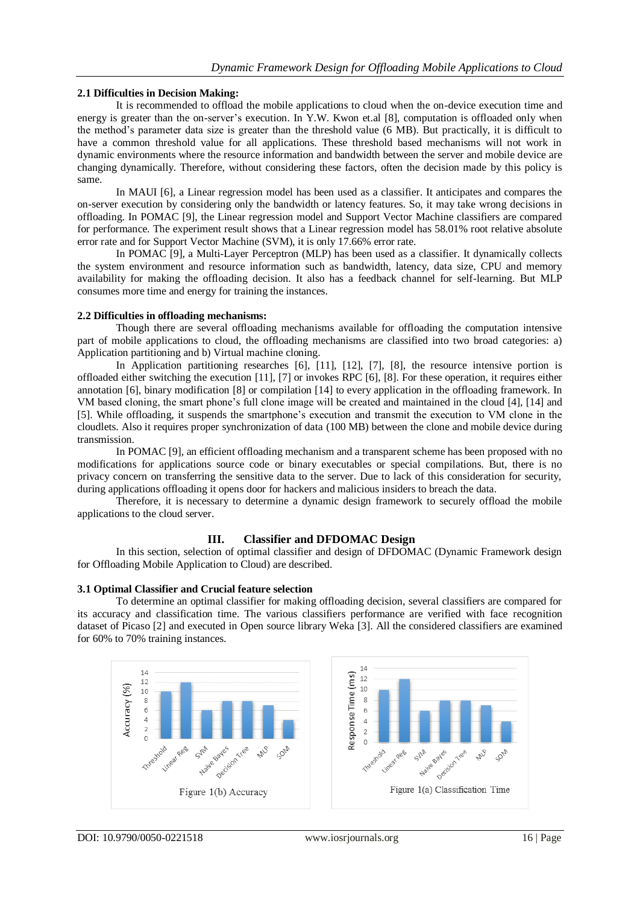### 2.1 Difficulties in Decision Making:

It is recommended to offload the mobile applications to cloud when the on-device execution time and energy is greater than the on-server's execution. In Y.W. Kwon et.al [8], computation is offloaded only when the method's parameter data size is greater than the threshold value (6 MB). But practically, it is difficult to have a common threshold value for all applications. These threshold based mechanisms will not work in dynamic environments where the resource information and bandwidth between the server and mobile device are changing dynamically. Therefore, without considering these factors, often the decision made by this policy is same.

In MAUI [6], a Linear regression model has been used as a classifier. It anticipates and compares the on-server execution by considering only the bandwidth or latency features. So, it may take wrong decisions in offloading. In POMAC [9], the Linear regression model and Support Vector Machine classifiers are compared for performance. The experiment result shows that a Linear regression model has 58.01% root relative absolute error rate and for Support Vector Machine (SVM), it is only 17.66% error rate.

In POMAC [9], a Multi-Layer Perceptron (MLP) has been used as a classifier. It dynamically collects the system environment and resource information such as bandwidth, latency, data size, CPU and memory availability for making the offloading decision. It also has a feedback channel for self-learning. But MLP consumes more time and energy for training the instances.

### 2.2 Difficulties in offloading mechanisms:

Though there are several offloading mechanisms available for offloading the computation intensive part of mobile applications to cloud, the offloading mechanisms are classified into two broad categories: a) Application partitioning and b) Virtual machine cloning.

In Application partitioning researches [6], [11], [12], [7], [8], the resource intensive portion is offloaded either switching the execution [11], [7] or invokes RPC [6], [8]. For these operation, it requires either annotation [6], binary modification [8] or compilation [14] to every application in the offloading framework. In VM based cloning, the smart phone's full clone image will be created and maintained in the cloud [4], [14] and [5]. While offloading, it suspends the smartphone's execution and transmit the execution to VM clone in the cloudlets. Also it requires proper synchronization of data (100 MB) between the clone and mobile device during transmission.

In POMAC [9], an efficient offloading mechanism and a transparent scheme has been proposed with no modifications for applications source code or binary executables or special compilations. But, there is no privacy concern on transferring the sensitive data to the server. Due to lack of this consideration for security, during applications offloading it opens door for hackers and malicious insiders to breach the data.

Therefore, it is necessary to determine a dynamic design framework to securely offload the mobile applications to the cloud server.

## III. Classifier and DFDOMAC Design

In this section, selection of optimal classifier and design of DFDOMAC (Dynamic Framework design for Offloading Mobile Application to Cloud) are described.

### 3.1 Optimal Classifier and Crucial feature selection

To determine an optimal classifier for making offloading decision, several classifiers are compared for its accuracy and classification time. The various classifiers performance are verified with face recognition dataset of Picaso [2] and executed in Open source library Weka [3]. All the considered classifiers are examined for 60% to 70% training instances.

| Classifier | Accuracy (%) |
|---|---|
| Threshold | 10 |
| Linear Reg | 12 |
| SVM | 6 |
| Naive Bayes | 8 |
| Decision Tree | 8 |
| MLP | 7 |
| SOM | 4 |

Figure 1(b) Accuracy

| Classifier | Response Time (ms) |
|---|---|
| Threshold | 10 |
| Linear Reg | 12 |
| SVM | 6 |
| Naive Bayes | 8 |
| Decision Tree | 8 |
| MLP | 7 |
| SOM | 4 |

Figure 1(a) Classification Time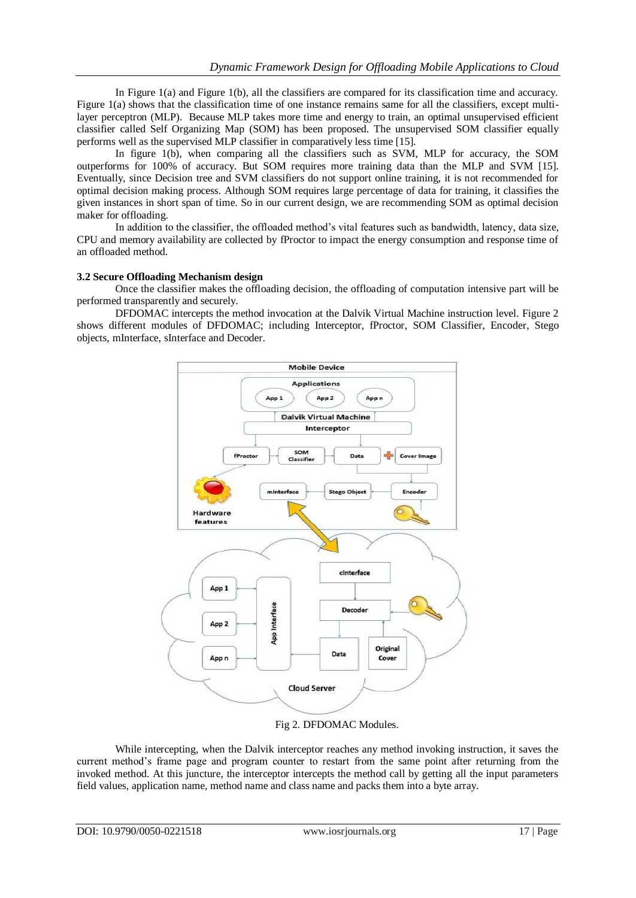In Figure 1(a) and Figure 1(b), all the classifiers are compared for its classification time and accuracy. Figure 1(a) shows that the classification time of one instance remains same for all the classifiers, except multi-layer perceptron (MLP). Because MLP takes more time and energy to train, an optimal unsupervised efficient classifier called Self Organizing Map (SOM) has been proposed. The unsupervised SOM classifier equally performs well as the supervised MLP classifier in comparatively less time [15].

In figure 1(b), when comparing all the classifiers such as SVM, MLP for accuracy, the SOM outperforms for 100% of accuracy. But SOM requires more training data than the MLP and SVM [15]. Eventually, since Decision tree and SVM classifiers do not support online training, it is not recommended for optimal decision making process. Although SOM requires large percentage of data for training, it classifies the given instances in short span of time. So in our current design, we are recommending SOM as optimal decision maker for offloading.

In addition to the classifier, the offloaded method's vital features such as bandwidth, latency, data size, CPU and memory availability are collected by fProctor to impact the energy consumption and response time of an offloaded method.

### 3.2 Secure Offloading Mechanism design

Once the classifier makes the offloading decision, the offloading of computation intensive part will be performed transparently and securely.

DFDOMAC intercepts the method invocation at the Dalvik Virtual Machine instruction level. Figure 2 shows different modules of DFDOMAC; including Interceptor, fProctor, SOM Classifier, Encoder, Stego objects, mInterface, sInterface and Decoder.

Fig 2. DFDOMAC Modules.

While intercepting, when the Dalvik interceptor reaches any method invoking instruction, it saves the current method's frame page and program counter to restart from the same point after returning from the invoked method. At this juncture, the interceptor intercepts the method call by getting all the input parameters field values, application name, method name and class name and packs them into a byte array.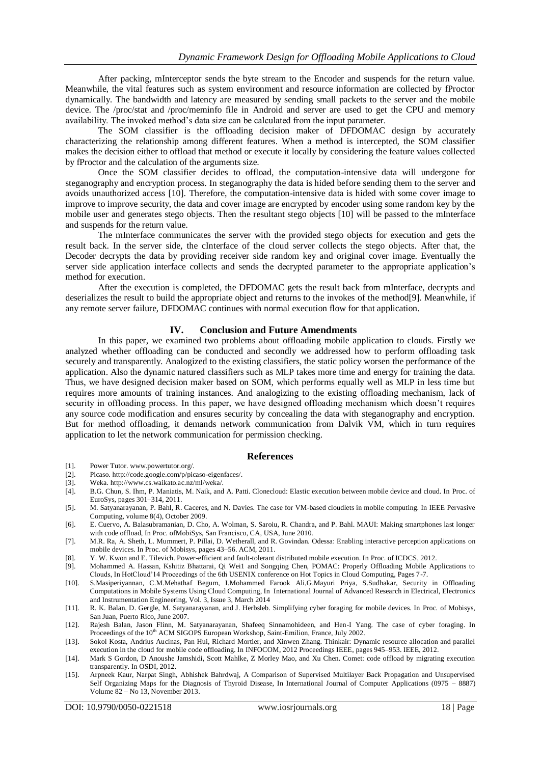After packing, mInterceptor sends the byte stream to the Encoder and suspends for the return value. Meanwhile, the vital features such as system environment and resource information are collected by fProctor dynamically. The bandwidth and latency are measured by sending small packets to the server and the mobile device. The /proc/stat and /proc/meminfo file in Android and server are used to get the CPU and memory availability. The invoked method's data size can be calculated from the input parameter.

The SOM classifier is the offloading decision maker of DFDOMAC design by accurately characterizing the relationship among different features. When a method is intercepted, the SOM classifier makes the decision either to offload that method or execute it locally by considering the feature values collected by fProctor and the calculation of the arguments size.

Once the SOM classifier decides to offload, the computation-intensive data will undergone for steganography and encryption process. In steganography the data is hided before sending them to the server and avoids unauthorized access [10]. Therefore, the computation-intensive data is hided with some cover image to improve to improve security, the data and cover image are encrypted by encoder using some random key by the mobile user and generates stego objects. Then the resultant stego objects [10] will be passed to the mInterface and suspends for the return value.

The mInterface communicates the server with the provided stego objects for execution and gets the result back. In the server side, the cInterface of the cloud server collects the stego objects. After that, the Decoder decrypts the data by providing receiver side random key and original cover image. Eventually the server side application interface collects and sends the decrypted parameter to the appropriate application's method for execution.

After the execution is completed, the DFDOMAC gets the result back from mInterface, decrypts and deserializes the result to build the appropriate object and returns to the invokes of the method[9]. Meanwhile, if any remote server failure, DFDOMAC continues with normal execution flow for that application.

## IV. Conclusion and Future Amendments

In this paper, we examined two problems about offloading mobile application to clouds. Firstly we analyzed whether offloading can be conducted and secondly we addressed how to perform offloading task securely and transparently. Analogized to the existing classifiers, the static policy worsen the performance of the application. Also the dynamic natured classifiers such as MLP takes more time and energy for training the data. Thus, we have designed decision maker based on SOM, which performs equally well as MLP in less time but requires more amounts of training instances. And analogizing to the existing offloading mechanism, lack of security in offloading process. In this paper, we have designed offloading mechanism which doesn't requires any source code modification and ensures security by concealing the data with steganography and encryption. But for method offloading, it demands network communication from Dalvik VM, which in turn requires application to let the network communication for permission checking.

## References

[1]. Power Tutor. www.powertutor.org/.

[2]. Picaso. http://code.google.com/p/picaso-eigenfaces/.

[3]. Weka. http://www.cs.waikato.ac.nz/ml/weka/.

[4]. B.G. Chun, S. Ihm, P. Maniatis, M. Naik, and A. Patti. Clonecloud: Elastic execution between mobile device and cloud. In Proc. of EuroSys, pages 301–314, 2011.

[5]. M. Satyanarayanan, P. Bahl, R. Caceres, and N. Davies. The case for VM-based cloudlets in mobile computing. In IEEE Pervasive Computing, volume 8(4), October 2009.

[6]. E. Cuervo, A. Balasubramanian, D. Cho, A. Wolman, S. Saroiu, R. Chandra, and P. Bahl. MAUI: Making smartphones last longer with code offload, In Proc. ofMobiSys, San Francisco, CA, USA, June 2010.

[7]. M.R. Ra, A. Sheth, L. Mummert, P. Pillai, D. Wetherall, and R. Govindan. Odessa: Enabling interactive perception applications on mobile devices. In Proc. of Mobisys, pages 43–56. ACM, 2011.

[8]. Y. W. Kwon and E. Tilevich. Power-efficient and fault-tolerant distributed mobile execution. In Proc. of ICDCS, 2012.

[9]. Mohammed A. Hassan, Kshitiz Bhattarai, Qi Wei1 and Songqing Chen, POMAC: Properly Offloading Mobile Applications to Clouds, In HotCloud'14 Proceedings of the 6th USENIX conference on Hot Topics in Cloud Computing, Pages 7-7.

[10]. S.Masiperiyannan, C.M.Mehathaf Begum, I.Mohammed Farook Ali,G.Mayuri Priya, S.Sudhakar, Security in Offloading Computations in Mobile Systems Using Cloud Computing, In International Journal of Advanced Research in Electrical, Electronics and Instrumentation Engineering, Vol. 3, Issue 3, March 2014

[11]. R. K. Balan, D. Gergle, M. Satyanarayanan, and J. Herbsleb. Simplifying cyber foraging for mobile devices. In Proc. of Mobisys, San Juan, Puerto Rico, June 2007.

[12]. Rajesh Balan, Jason Flinn, M. Satyanarayanan, Shafeeq Sinnamohideen, and Hen-I Yang. The case of cyber foraging. In Proceedings of the 10th ACM SIGOPS European Workshop, Saint-Emilion, France, July 2002.

[13]. Sokol Kosta, Andrius Aucinas, Pan Hui, Richard Mortier, and Xinwen Zhang. Thinkair: Dynamic resource allocation and parallel execution in the cloud for mobile code offloading. In INFOCOM, 2012 Proceedings IEEE, pages 945–953. IEEE, 2012.

[14]. Mark S Gordon, D Anoushe Jamshidi, Scott Mahlke, Z Morley Mao, and Xu Chen. Comet: code offload by migrating execution transparently. In OSDI, 2012.

[15]. Arpneek Kaur, Narpat Singh, Abhishek Bahrdwaj, A Comparison of Supervised Multilayer Back Propagation and Unsupervised Self Organizing Maps for the Diagnosis of Thyroid Disease, In International Journal of Computer Applications (0975 – 8887) Volume 82 – No 13, November 2013.